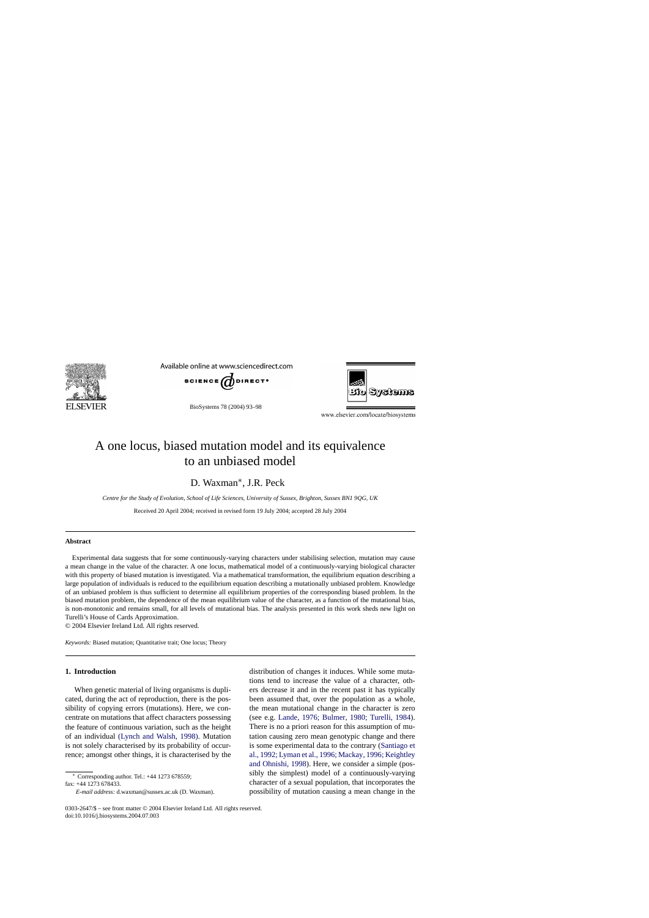# A one locus, biased mutation model and its equivalence to an unbiased model

D. Waxman*, J.R. Peck

*Centre for the Study of Evolution, School of Life Sciences, University of Sussex, Brighton, Sussex BN1 9QG, UK*

Received 20 April 2004; received in revised form 19 July 2004; accepted 28 July 2004

## Abstract

Experimental data suggests that for some continuously-varying characters under stabilising selection, mutation may cause a mean change in the value of the character. A one locus, mathematical model of a continuously-varying biological character with this property of biased mutation is investigated. Via a mathematical transformation, the equilibrium equation describing a large population of individuals is reduced to the equilibrium equation describing a mutationally unbiased problem. Knowledge of an unbiased problem is thus sufficient to determine all equilibrium properties of the corresponding biased problem. In the biased mutation problem, the dependence of the mean equilibrium value of the character, as a function of the mutational bias, is non-monotonic and remains small, for all levels of mutational bias. The analysis presented in this work sheds new light on Turelli's House of Cards Approximation.

© 2004 Elsevier Ireland Ltd. All rights reserved.

*Keywords:* Biased mutation; Quantitative trait; One locus; Theory

## 1. Introduction

When genetic material of living organisms is duplicated, during the act of reproduction, there is the possibility of copying errors (mutations). Here, we concentrate on mutations that affect characters possessing the feature of continuous variation, such as the height of an individual (Lynch and Walsh, 1998). Mutation is not solely characterised by its probability of occurrence; amongst other things, it is characterised by the distribution of changes it induces. While some mutations tend to increase the value of a character, others decrease it and in the recent past it has typically been assumed that, over the population as a whole, the mean mutational change in the character is zero (see e.g. Lande, 1976; Bulmer, 1980; Turelli, 1984). There is no a priori reason for this assumption of mutation causing zero mean genotypic change and there is some experimental data to the contrary (Santiago et al., 1992; Lyman et al., 1996; Mackay, 1996; Keightley and Ohnishi, 1998). Here, we consider a simple (possibly the simplest) model of a continuously-varying character of a sexual population, that incorporates the possibility of mutation causing a mean change in the

* Corresponding author. Tel.: +44 1273 678559; fax: +44 1273 678433.
*E-mail address:* d.waxman@sussex.ac.uk (D. Waxman).

0303-2647/$ – see front matter © 2004 Elsevier Ireland Ltd. All rights reserved.
doi:10.1016/j.biosystems.2004.07.003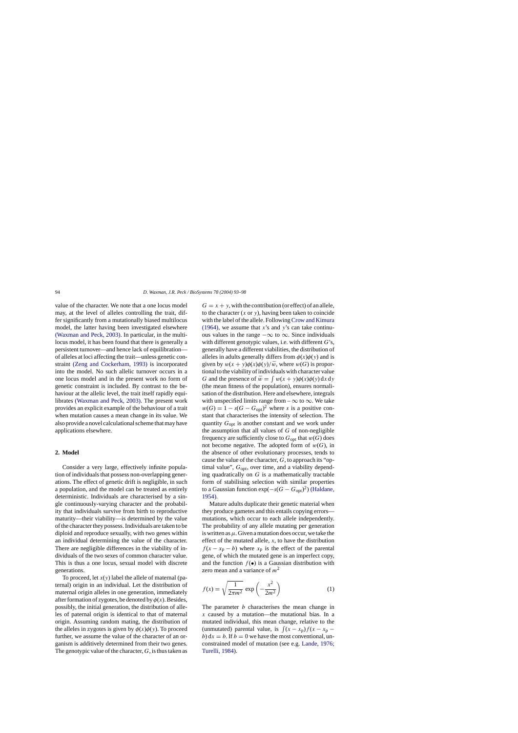value of the character. We note that a one locus model may, at the level of alleles controlling the trait, differ significantly from a mutationally biased multilocus model, the latter having been investigated elsewhere (Waxman and Peck, 2003). In particular, in the multilocus model, it has been found that there is generally a persistent turnover—and hence lack of equilibration—of alleles at loci affecting the trait—unless genetic constraint (Zeng and Cockerham, 1993) is incorporated into the model. No such allelic turnover occurs in a one locus model and in the present work no form of genetic constraint is included. By contrast to the behaviour at the allelic level, the trait itself rapidly equilibrates (Waxman and Peck, 2003). The present work provides an explicit example of the behaviour of a trait when mutation causes a mean change in its value. We also provide a novel calculational scheme that may have applications elsewhere.

## 2. Model

Consider a very large, effectively infinite population of individuals that possess non-overlapping generations. The effect of genetic drift is negligible, in such a population, and the model can be treated as entirely deterministic. Individuals are characterised by a single continuously-varying character and the probability that individuals survive from birth to reproductive maturity—their viability—is determined by the value of the character they possess. Individuals are taken to be diploid and reproduce sexually, with two genes within an individual determining the value of the character. There are negligible differences in the viability of individuals of the two sexes of common character value. This is thus a one locus, sexual model with discrete generations.

To proceed, let $x(y)$ label the allele of maternal (paternal) origin in an individual. Let the distribution of maternal origin alleles in one generation, immediately after formation of zygotes, be denoted by $\phi(x)$. Besides, possibly, the initial generation, the distribution of alleles of paternal origin is identical to that of maternal origin. Assuming random mating, the distribution of the alleles in zygotes is given by $\phi(x)\phi(y)$. To proceed further, we assume the value of the character of an organism is additively determined from their two genes. The genotypic value of the character, $G$, is thus taken as $G = x + y$, with the contribution (or effect) of an allele, to the character ($x$ or $y$), having been taken to coincide with the label of the allele. Following Crow and Kimura (1964), we assume that $x$'s and $y$'s can take continuous values in the range $-\infty$ to $\infty$. Since individuals with different genotypic values, i.e. with different $G$'s, generally have a different viabilities, the distribution of alleles in adults generally differs from $\phi(x)\phi(y)$ and is given by $w(x + y)\phi(x)\phi(y)/\bar{w}$, where $w(G)$ is proportional to the viability of individuals with character value $G$ and the presence of $\bar{w} = \int w(x + y)\phi(x)\phi(y)\,\mathrm{d}x\,\mathrm{d}y$ (the mean fitness of the population), ensures normalisation of the distribution. Here and elsewhere, integrals with unspecified limits range from $-\infty$ to $\infty$. We take $w(G) = 1 - s(G - G_{\mathrm{opt}})^2$ where $s$ is a positive constant that characterises the intensity of selection. The quantity $G_{\mathrm{opt}}$ is another constant and we work under the assumption that all values of $G$ of non-negligible frequency are sufficiently close to $G_{\mathrm{opt}}$ that $w(G)$ does not become negative. The adopted form of $w(G)$, in the absence of other evolutionary processes, tends to cause the value of the character, $G$, to approach its "optimal value", $G_{\mathrm{opt}}$, over time, and a viability depending quadratically on $G$ is a mathematically tractable form of stabilising selection with similar properties to a Gaussian function $\exp(-s(G - G_{\mathrm{opt}})^2)$ (Haldane, 1954).

Mature adults duplicate their genetic material when they produce gametes and this entails copying errors—mutations, which occur to each allele independently. The probability of any allele mutating per generation is written as $\mu$. Given a mutation does occur, we take the effect of the mutated allele, $x$, to have the distribution $f(x - x_{\mathrm{p}} - b)$ where $x_{\mathrm{p}}$ is the effect of the parental gene, of which the mutated gene is an imperfect copy, and the function $f(\bullet)$ is a Gaussian distribution with zero mean and a variance of $m^2$

$$f(x) = \sqrt{\frac{1}{2\pi m^2}}\,\exp\left(-\frac{x^2}{2m^2}\right) \tag{1}$$

The parameter $b$ characterises the mean change in $x$ caused by a mutation—the mutational bias. In a mutated individual, this mean change, relative to the (unmutated) parental value, is $\int (x - x_{\mathrm{p}}) f(x - x_{\mathrm{p}} - b)\,\mathrm{d}x = b$. If $b = 0$ we have the most conventional, unconstrained model of mutation (see e.g. Lande, 1976; Turelli, 1984).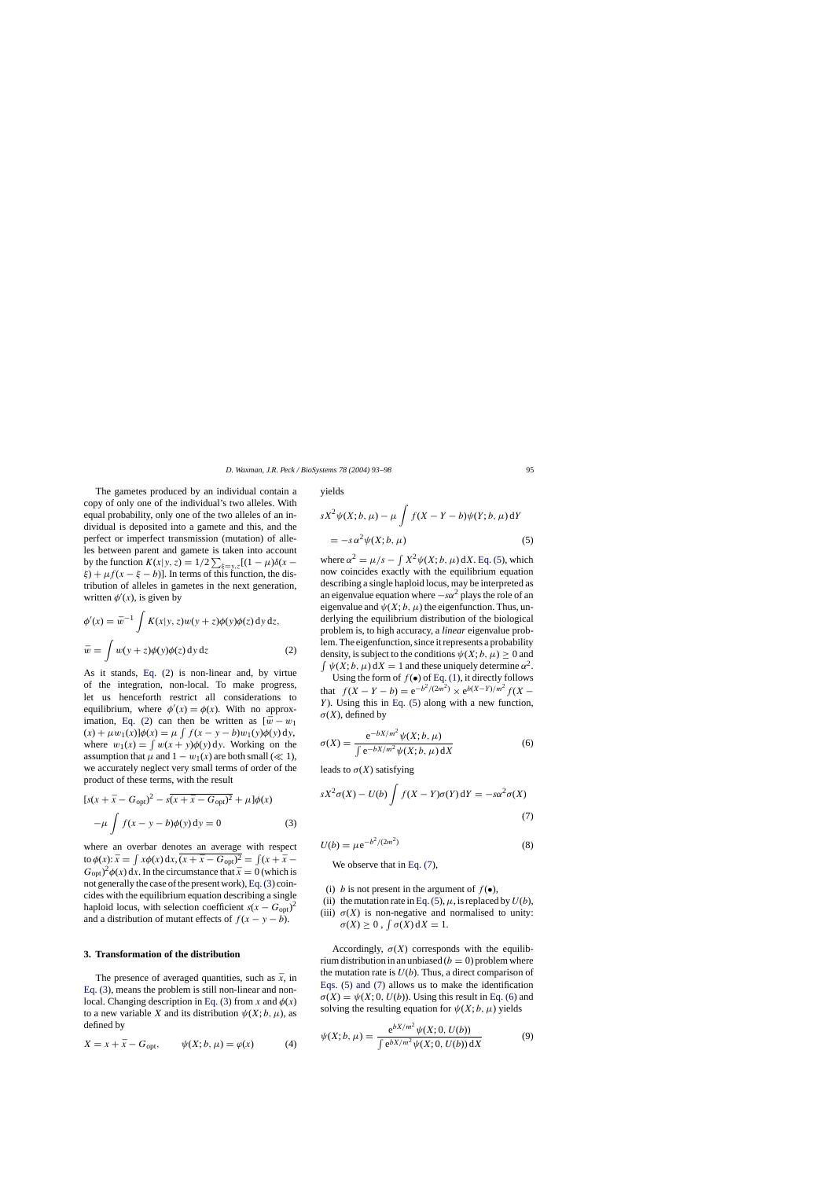The gametes produced by an individual contain a copy of only one of the individual's two alleles. With equal probability, only one of the two alleles of an individual is deposited into a gamete and this, and the perfect or imperfect transmission (mutation) of alleles between parent and gamete is taken into account by the function $K(x|y,z) = 1/2\sum_{\xi=y,z}[(1-\mu)\delta(x-\xi)+\mu f(x-\xi-b)]$. In terms of this function, the distribution of alleles in gametes in the next generation, written $\phi'(x)$, is given by

$$\phi'(x) = \bar{w}^{-1}\int K(x|y,z)w(y+z)\phi(y)\phi(z)\,dy\,dz,$$

$$\bar{w} = \int w(y+z)\phi(y)\phi(z)\,dy\,dz \tag{2}$$

As it stands, Eq. (2) is non-linear and, by virtue of the integration, non-local. To make progress, let us henceforth restrict all considerations to equilibrium, where $\phi'(x) = \phi(x)$. With no approximation, Eq. (2) can then be written as $[\bar{w} - w_1(x) + \mu w_1(x)]\phi(x) = \mu \int f(x-y-b)w_1(y)\phi(y)\,dy$, where $w_1(x) = \int w(x+y)\phi(y)\,dy$. Working on the assumption that $\mu$ and $1-w_1(x)$ are both small ($\ll 1$), we accurately neglect very small terms of order of the product of these terms, with the result

$$[s(x+\bar{x}-G_{\text{opt}})^2 - s\overline{(x+\bar{x}-G_{\text{opt}})^2}+\mu]\phi(x)$$

$$-\mu\int f(x-y-b)\phi(y)\,dy = 0 \tag{3}$$

where an overbar denotes an average with respect to $\phi(x)$: $\bar{x} = \int x\phi(x)\,dx$, $\overline{(x+\bar{x}-G_{\text{opt}})^2} = \int(x+\bar{x}-G_{\text{opt}})^2\phi(x)\,dx$. In the circumstance that $\bar{x}=0$ (which is not generally the case of the present work), Eq. (3) coincides with the equilibrium equation describing a single haploid locus, with selection coefficient $s(x-G_{\text{opt}})^2$ and a distribution of mutant effects of $f(x-y-b)$.

## 3. Transformation of the distribution

The presence of averaged quantities, such as $\bar{x}$, in Eq. (3), means the problem is still non-linear and non-local. Changing description in Eq. (3) from $x$ and $\phi(x)$ to a new variable $X$ and its distribution $\psi(X;b,\mu)$, as defined by

$$X = x+\bar{x}-G_{\text{opt}}, \qquad \psi(X;b,\mu) = \varphi(x) \tag{4}$$

yields

$$sX^2\psi(X;b,\mu) - \mu\int f(X-Y-b)\psi(Y;b,\mu)\,dY$$

$$= -s\alpha^2\psi(X;b,\mu) \tag{5}$$

where $\alpha^2 = \mu/s - \int X^2\psi(X;b,\mu)\,dX$. Eq. (5), which now coincides exactly with the equilibrium equation describing a single haploid locus, may be interpreted as an eigenvalue equation where $-s\alpha^2$ plays the role of an eigenvalue and $\psi(X;b,\mu)$ the eigenfunction. Thus, underlying the equilibrium distribution of the biological problem is, to high accuracy, a *linear* eigenvalue problem. The eigenfunction, since it represents a probability density, is subject to the conditions $\psi(X;b,\mu)\geq 0$ and $\int \psi(X;b,\mu)\,dX = 1$ and these uniquely determine $\alpha^2$.

Using the form of $f(\bullet)$ of Eq. (1), it directly follows that $f(X-Y-b) = e^{-b^2/(2m^2)} \times e^{b(X-Y)/m^2} f(X-Y)$. Using this in Eq. (5) along with a new function, $\sigma(X)$, defined by

$$\sigma(X) = \frac{e^{-bX/m^2}\psi(X;b,\mu)}{\int e^{-bX/m^2}\psi(X;b,\mu)\,dX} \tag{6}$$

leads to $\sigma(X)$ satisfying

$$sX^2\sigma(X) - U(b)\int f(X-Y)\sigma(Y)\,dY = -s\alpha^2\sigma(X) \tag{7}$$

$$U(b) = \mu e^{-b^2/(2m^2)} \tag{8}$$

We observe that in Eq. (7),

(i) $b$ is not present in the argument of $f(\bullet)$,
(ii) the mutation rate in Eq. (5), $\mu$, is replaced by $U(b)$,
(iii) $\sigma(X)$ is non-negative and normalised to unity: $\sigma(X)\geq 0$, $\int\sigma(X)\,dX = 1$.

Accordingly, $\sigma(X)$ corresponds with the equilibrium distribution in an unbiased ($b=0$) problem where the mutation rate is $U(b)$. Thus, a direct comparison of Eqs. (5) and (7) allows us to make the identification $\sigma(X) = \psi(X;0,U(b))$. Using this result in Eq. (6) and solving the resulting equation for $\psi(X;b,\mu)$ yields

$$\psi(X;b,\mu) = \frac{e^{bX/m^2}\psi(X;0,U(b))}{\int e^{bX/m^2}\psi(X;0,U(b))\,dX} \tag{9}$$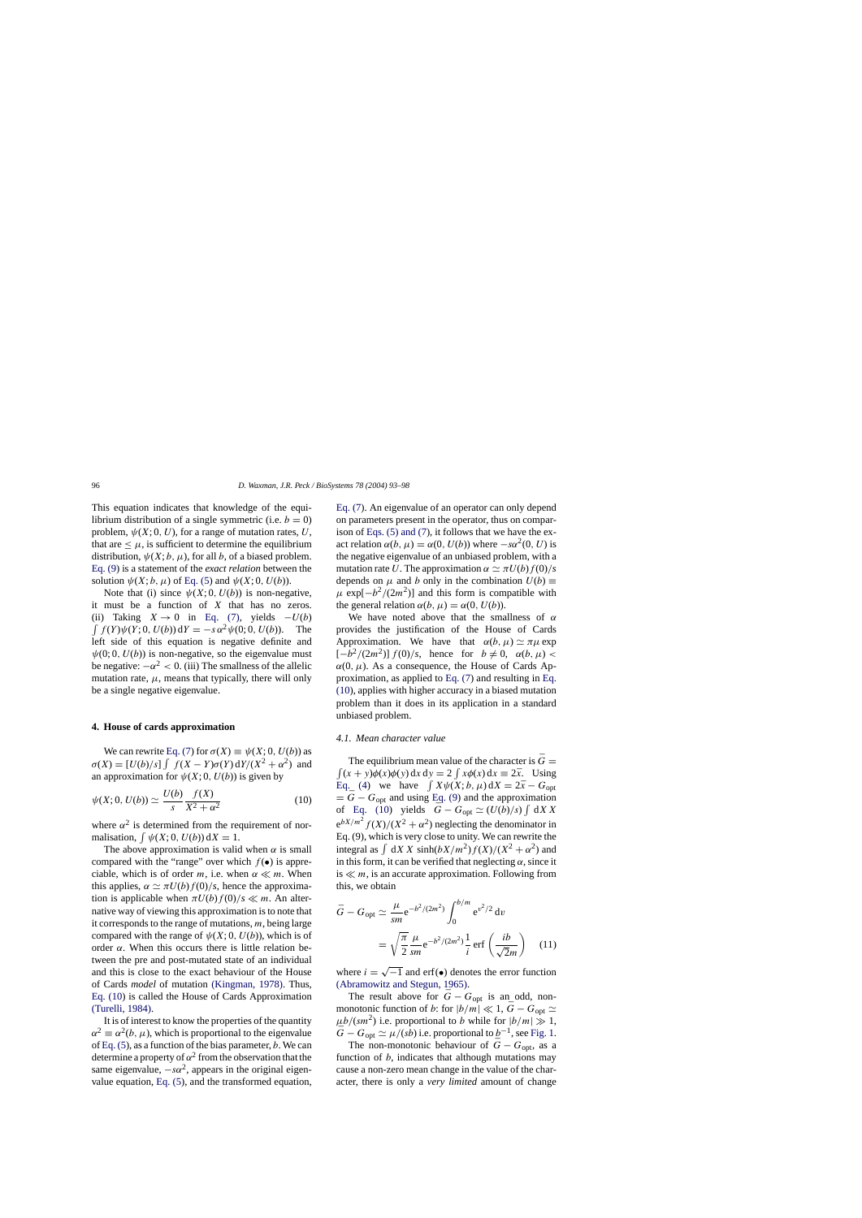This equation indicates that knowledge of the equilibrium distribution of a single symmetric (i.e. $b = 0$) problem, $\psi(X; 0, U)$, for a range of mutation rates, $U$, that are $\leq \mu$, is sufficient to determine the equilibrium distribution, $\psi(X; b, \mu)$, for all $b$, of a biased problem. Eq. (9) is a statement of the *exact relation* between the solution $\psi(X; b, \mu)$ of Eq. (5) and $\psi(X; 0, U(b))$.

Note that (i) since $\psi(X; 0, U(b))$ is non-negative, it must be a function of $X$ that has no zeros. (ii) Taking $X \to 0$ in Eq. (7), yields $-U(b) \int f(Y)\psi(Y; 0, U(b))\,dY = -s\,\alpha^2\psi(0; 0, U(b))$. The left side of this equation is negative definite and $\psi(0; 0, U(b))$ is non-negative, so the eigenvalue must be negative: $-\alpha^2 < 0$. (iii) The smallness of the allelic mutation rate, $\mu$, means that typically, there will only be a single negative eigenvalue.

## 4. House of cards approximation

We can rewrite Eq. (7) for $\sigma(X) \equiv \psi(X; 0, U(b))$ as $\sigma(X) = [U(b)/s] \int f(X - Y)\sigma(Y)\,dY/(X^2 + \alpha^2)$ and an approximation for $\psi(X; 0, U(b))$ is given by

$$\psi(X; 0, U(b)) \simeq \frac{U(b)}{s}\frac{f(X)}{X^2 + \alpha^2} \tag{10}$$

where $\alpha^2$ is determined from the requirement of normalisation, $\int \psi(X; 0, U(b))\,dX = 1$.

The above approximation is valid when $\alpha$ is small compared with the "range" over which $f(\bullet)$ is appreciable, which is of order $m$, i.e. when $\alpha \ll m$. When this applies, $\alpha \simeq \pi U(b) f(0)/s$, hence the approximation is applicable when $\pi U(b) f(0)/s \ll m$. An alternative way of viewing this approximation is to note that it corresponds to the range of mutations, $m$, being large compared with the range of $\psi(X; 0, U(b))$, which is of order $\alpha$. When this occurs there is little relation between the pre and post-mutated state of an individual and this is close to the exact behaviour of the House of Cards *model* of mutation (Kingman, 1978). Thus, Eq. (10) is called the House of Cards Approximation (Turelli, 1984).

It is of interest to know the properties of the quantity $\alpha^2 \equiv \alpha^2(b, \mu)$, which is proportional to the eigenvalue of Eq. (5), as a function of the bias parameter, $b$. We can determine a property of $\alpha^2$ from the observation that the same eigenvalue, $-s\alpha^2$, appears in the original eigenvalue equation, Eq. (5), and the transformed equation, Eq. (7). An eigenvalue of an operator can only depend on parameters present in the operator, thus on comparison of Eqs. (5) and (7), it follows that we have the exact relation $\alpha(b, \mu) = \alpha(0, U(b))$ where $-s\alpha^2(0, U)$ is the negative eigenvalue of an unbiased problem, with a mutation rate $U$. The approximation $\alpha \simeq \pi U(b) f(0)/s$ depends on $\mu$ and $b$ only in the combination $U(b) \equiv \mu \exp[-b^2/(2m^2)]$ and this form is compatible with the general relation $\alpha(b, \mu) = \alpha(0, U(b))$.

We have noted above that the smallness of $\alpha$ provides the justification of the House of Cards Approximation. We have that $\alpha(b, \mu) \simeq \pi\mu \exp[-b^2/(2m^2)]\,f(0)/s$, hence for $b \neq 0$, $\alpha(b, \mu) < \alpha(0, \mu)$. As a consequence, the House of Cards Approximation, as applied to Eq. (7) and resulting in Eq. (10), applies with higher accuracy in a biased mutation problem than it does in its application in a standard unbiased problem.

### 4.1. Mean character value

The equilibrium mean value of the character is $\bar{G} = \int (x + y)\phi(x)\phi(y)\,dx\,dy = 2\int x\phi(x)\,dx \equiv 2\bar{x}$. Using Eq. (4) we have $\int X\psi(X; b, \mu)\,dX = 2\bar{x} - G_{\text{opt}} = \bar{G} - G_{\text{opt}}$ and using Eq. (9) and the approximation of Eq. (10) yields $\bar{G} - G_{\text{opt}} \simeq (U(b)/s)\int dX\,X\,e^{bX/m^2} f(X)/(X^2 + \alpha^2)$ neglecting the denominator in Eq. (9), which is very close to unity. We can rewrite the integral as $\int dX\,X\,\sinh(bX/m^2) f(X)/(X^2 + \alpha^2)$ and in this form, it can be verified that neglecting $\alpha$, since it is $\ll m$, is an accurate approximation. Following from this, we obtain

$$\begin{aligned}
\bar{G} - G_{\text{opt}} &\simeq \frac{\mu}{sm} e^{-b^2/(2m^2)} \int_0^{b/m} e^{v^2/2}\,dv \\
&= \sqrt{\frac{\pi}{2}}\frac{\mu}{sm} e^{-b^2/(2m^2)} \frac{1}{i}\,\text{erf}\left(\frac{ib}{\sqrt{2}m}\right)
\end{aligned} \tag{11}$$

where $i = \sqrt{-1}$ and erf($\bullet$) denotes the error function (Abramowitz and Stegun, 1965).

The result above for $\bar{G} - G_{\text{opt}}$ is an odd, non-monotonic function of $b$: for $|b/m| \ll 1$, $\bar{G} - G_{\text{opt}} \simeq \mu b/(sm^2)$ i.e. proportional to $b$ while for $|b/m| \gg 1$, $\bar{G} - G_{\text{opt}} \simeq \mu/(sb)$ i.e. proportional to $b^{-1}$, see Fig. 1.

The non-monotonic behaviour of $\bar{G} - G_{\text{opt}}$, as a function of $b$, indicates that although mutations may cause a non-zero mean change in the value of the character, there is only a *very limited* amount of change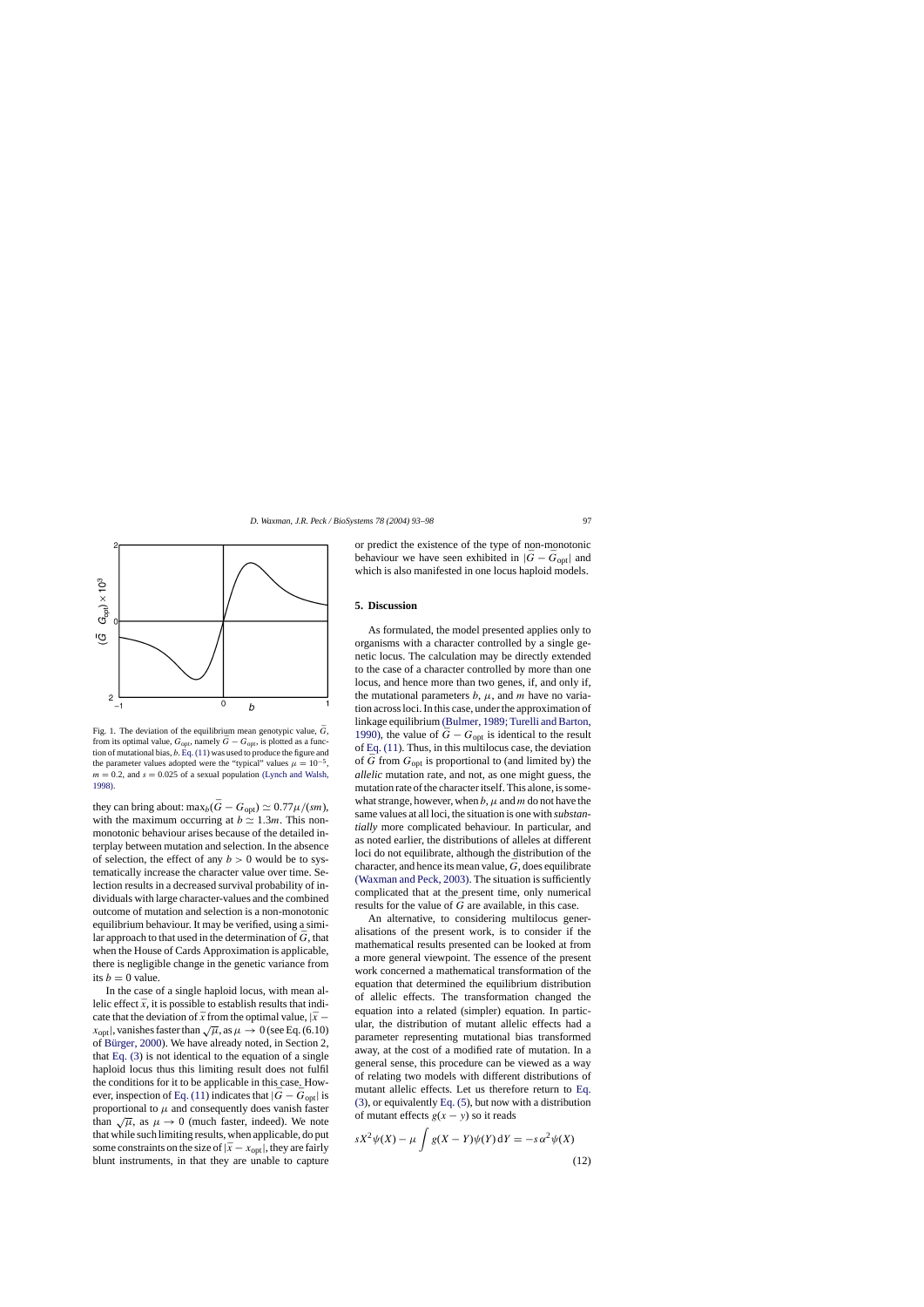Fig. 1. The deviation of the equilibrium mean genotypic value, $\bar{G}$, from its optimal value, $G_{\text{opt}}$, namely $\bar{G} - G_{\text{opt}}$, is plotted as a function of mutational bias, $b$. Eq. (11) was used to produce the figure and the parameter values adopted were the "typical" values $\mu = 10^{-5}$, $m = 0.2$, and $s = 0.025$ of a sexual population (Lynch and Walsh, 1998).

they can bring about: $\max_b(\bar{G} - G_{\text{opt}}) \simeq 0.77\mu/(sm)$, with the maximum occurring at $b \simeq 1.3m$. This non-monotonic behaviour arises because of the detailed interplay between mutation and selection. In the absence of selection, the effect of any $b > 0$ would be to systematically increase the character value over time. Selection results in a decreased survival probability of individuals with large character-values and the combined outcome of mutation and selection is a non-monotonic equilibrium behaviour. It may be verified, using a similar approach to that used in the determination of $\bar{G}$, that when the House of Cards Approximation is applicable, there is negligible change in the genetic variance from its $b = 0$ value.

In the case of a single haploid locus, with mean allelic effect $\bar{x}$, it is possible to establish results that indicate that the deviation of $\bar{x}$ from the optimal value, $|\bar{x} - x_{\text{opt}}|$, vanishes faster than $\sqrt{\mu}$, as $\mu \to 0$ (see Eq. (6.10) of Bürger, 2000). We have already noted, in Section 2, that Eq. (3) is not identical to the equation of a single haploid locus thus this limiting result does not fulfil the conditions for it to be applicable in this case. However, inspection of Eq. (11) indicates that $|\bar{G} - G_{\text{opt}}|$ is proportional to $\mu$ and consequently does vanish faster than $\sqrt{\mu}$, as $\mu \to 0$ (much faster, indeed). We note that while such limiting results, when applicable, do put some constraints on the size of $|\bar{x} - x_{\text{opt}}|$, they are fairly blunt instruments, in that they are unable to capture or predict the existence of the type of non-monotonic behaviour we have seen exhibited in $|\bar{G} - G_{\text{opt}}|$ and which is also manifested in one locus haploid models.

## 5. Discussion

As formulated, the model presented applies only to organisms with a character controlled by a single genetic locus. The calculation may be directly extended to the case of a character controlled by more than one locus, and hence more than two genes, if, and only if, the mutational parameters $b$, $\mu$, and $m$ have no variation across loci. In this case, under the approximation of linkage equilibrium (Bulmer, 1989; Turelli and Barton, 1990), the value of $\bar{G} - G_{\text{opt}}$ is identical to the result of Eq. (11). Thus, in this multilocus case, the deviation of $\bar{G}$ from $G_{\text{opt}}$ is proportional to (and limited by) the *allelic* mutation rate, and not, as one might guess, the mutation rate of the character itself. This alone, is somewhat strange, however, when $b$, $\mu$ and $m$ do not have the same values at all loci, the situation is one with *substantially* more complicated behaviour. In particular, and as noted earlier, the distributions of alleles at different loci do not equilibrate, although the distribution of the character, and hence its mean value, $\bar{G}$, does equilibrate (Waxman and Peck, 2003). The situation is sufficiently complicated that at the present time, only numerical results for the value of $\bar{G}$ are available, in this case.

An alternative, to considering multilocus generalisations of the present work, is to consider if the mathematical results presented can be looked at from a more general viewpoint. The essence of the present work concerned a mathematical transformation of the equation that determined the equilibrium distribution of allelic effects. The transformation changed the equation into a related (simpler) equation. In particular, the distribution of mutant allelic effects had a parameter representing mutational bias transformed away, at the cost of a modified rate of mutation. In a general sense, this procedure can be viewed as a way of relating two models with different distributions of mutant allelic effects. Let us therefore return to Eq. (3), or equivalently Eq. (5), but now with a distribution of mutant effects $g(x - y)$ so it reads

$$sX^2\psi(X) - \mu \int g(X - Y)\psi(Y)\,\mathrm{d}Y = -s\alpha^2\psi(X) \tag{12}$$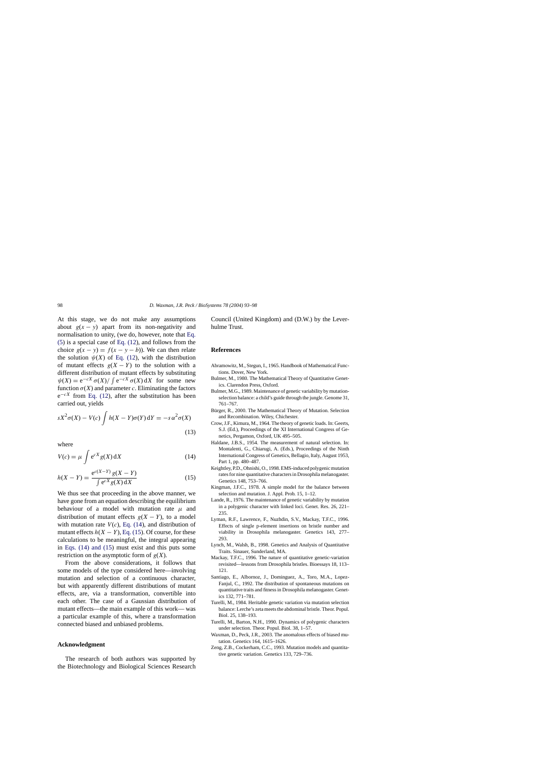At this stage, we do not make any assumptions about $g(x-y)$ apart from its non-negativity and normalisation to unity, (we do, however, note that Eq. (5) is a special case of Eq. (12), and follows from the choice $g(x-y) = f(x-y-b)$). We can then relate the solution $\psi(X)$ of Eq. (12), with the distribution of mutant effects $g(X-Y)$ to the solution with a different distribution of mutant effects by substituting $\psi(X) = \mathrm{e}^{-cX}\sigma(X)/\int \mathrm{e}^{-cX}\sigma(X)\,\mathrm{d}X$ for some new function $\sigma(X)$ and parameter $c$. Eliminating the factors $\mathrm{e}^{-cX}$ from Eq. (12), after the substitution has been carried out, yields

$$sX^2\sigma(X) - V(c)\int h(X-Y)\sigma(Y)\,\mathrm{d}Y = -s\alpha^2\sigma(X) \tag{13}$$

where

$$V(c) = \mu \int \mathrm{e}^{cX} g(X)\,\mathrm{d}X \tag{14}$$

$$h(X-Y) = \frac{\mathrm{e}^{c(X-Y)}\,g(X-Y)}{\int \mathrm{e}^{cX} g(X)\,\mathrm{d}X} \tag{15}$$

We thus see that proceeding in the above manner, we have gone from an equation describing the equilibrium behaviour of a model with mutation rate $\mu$ and distribution of mutant effects $g(X-Y)$, to a model with mutation rate $V(c)$, Eq. (14), and distribution of mutant effects $h(X-Y)$, Eq. (15). Of course, for these calculations to be meaningful, the integral appearing in Eqs. (14) and (15) must exist and this puts some restriction on the asymptotic form of $g(X)$.

From the above considerations, it follows that some models of the type considered here—involving mutation and selection of a continuous character, but with apparently different distributions of mutant effects, are, via a transformation, convertible into each other. The case of a Gaussian distribution of mutant effects—the main example of this work— was a particular example of this, where a transformation connected biased and unbiased problems.

## Acknowledgment

The research of both authors was supported by the Biotechnology and Biological Sciences Research Council (United Kingdom) and (D.W.) by the Leverhulme Trust.

## References

Abramowitz, M., Stegun, I., 1965. Handbook of Mathematical Functions. Dover, New York.

Bulmer, M., 1980. The Mathematical Theory of Quantitative Genetics. Clarendon Press, Oxford.

Bulmer, M.G., 1989. Maintenance of genetic variability by mutation-selection balance: a child's guide through the jungle. Genome 31, 761–767.

Bürger, R., 2000. The Mathematical Theory of Mutation. Selection and Recombination. Wiley, Chichester.

Crow, J.F., Kimura, M., 1964. The theory of genetic loads. In: Geerts, S.J. (Ed.), Proceedings of the XI International Congress of Genetics, Pergamon, Oxford, UK 495–505.

Haldane, J.B.S., 1954. The measurement of natural selection. In: Montalenti, G., Chiarugi, A. (Eds.), Proceedings of the Ninth International Congress of Genetics, Bellagio, Italy, August 1953, Part 1, pp. 480–487.

Keightley, P.D., Ohnishi, O., 1998. EMS-induced polygenic mutation rates for nine quantitative characters in Drosophila melanogaster. Genetics 148, 753–766.

Kingman, J.F.C., 1978. A simple model for the balance between selection and mutation. J. Appl. Prob. 15, 1–12.

Lande, R., 1976. The maintenance of genetic variability by mutation in a polygenic character with linked loci. Genet. Res. 26, 221–235.

Lyman, R.F., Lawrence, F., Nuzhdin, S.V., Mackay, T.F.C., 1996. Effects of single p-element insertions on bristle number and viability in Drosophila melanogaster. Genetics 143, 277–293.

Lynch, M., Walsh, B., 1998. Genetics and Analysis of Quantitative Traits. Sinauer, Sunderland, MA.

Mackay, T.F.C., 1996. The nature of quantitative genetic-variation revisited—lessons from Drosophila bristles. Bioessays 18, 113–121.

Santiago, E., Albornoz, J., Dominguez, A., Toro, M.A., Lopez-Fanjul, C., 1992. The distribution of spontaneous mutations on quantitative traits and fitness in Drosophila melanogaster. Genetics 132, 771–781.

Turelli, M., 1984. Heritable genetic variation via mutation selection balance: Lerche's zeta meets the abdominal bristle. Theor. Popul. Biol. 25, 138–193.

Turelli, M., Barton, N.H., 1990. Dynamics of polygenic characters under selection. Theor. Popul. Biol. 38, 1–57.

Waxman, D., Peck, J.R., 2003. The anomalous effects of biased mutation. Genetics 164, 1615–1626.

Zeng, Z.B., Cockerham, C.C., 1993. Mutation models and quantitative genetic variation. Genetics 133, 729–736.